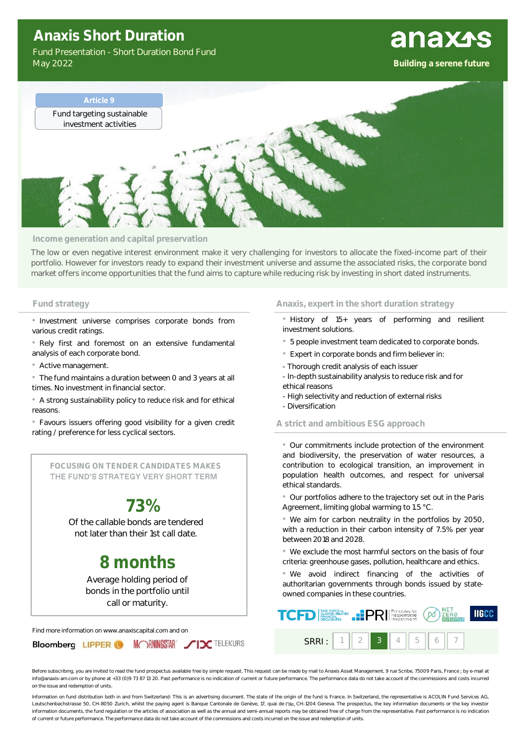# Anaxis Short Duration

Fund Presentation - Short Duration Bond Fund
May 2022

anaxis
**Building a serene future**

**Article 9**
Fund targeting sustainable investment activities

## Income generation and capital preservation

The low or even negative interest environment make it very challenging for investors to allocate the fixed-income part of their portfolio. However for investors ready to expand their investment universe and assume the associated risks, the corporate bond market offers income opportunities that the fund aims to capture while reducing risk by investing in short dated instruments.

## Fund strategy

- Investment universe comprises corporate bonds from various credit ratings.
- Rely first and foremost on an extensive fundamental analysis of each corporate bond.
- Active management.
- The fund maintains a duration between 0 and 3 years at all times. No investment in financial sector.
- A strong sustainability policy to reduce risk and for ethical reasons.
- Favours issuers offering good visibility for a given credit rating / preference for less cyclical sectors.

**FOCUSING ON TENDER CANDIDATES MAKES THE FUND'S STRATEGY VERY SHORT TERM**

**73%**
Of the callable bonds are tendered not later than their 1st call date.

**8 months**
Average holding period of bonds in the portfolio until call or maturity.

Find more information on www.anaxiscapital.com and on

Bloomberg LIPPER MORNINGSTAR SIX TELEKURS

## Anaxis, expert in the short duration strategy

- History of 15+ years of performing and resilient investment solutions.
- 5 people investment team dedicated to corporate bonds.
- Expert in corporate bonds and firm believer in:
  - Thorough credit analysis of each issuer
  - In-depth sustainability analysis to reduce risk and for ethical reasons
  - High selectivity and reduction of external risks
  - Diversification

## A strict and ambitious ESG approach

- Our commitments include protection of the environment and biodiversity, the preservation of water resources, a contribution to ecological transition, an improvement in population health outcomes, and respect for universal ethical standards.
- Our portfolios adhere to the trajectory set out in the Paris Agreement, limiting global warming to 1.5 °C.
- We aim for carbon neutrality in the portfolios by 2050, with a reduction in their carbon intensity of 7.5% per year between 2018 and 2028.
- We exclude the most harmful sectors on the basis of four criteria: greenhouse gases, pollution, healthcare and ethics.
- We avoid indirect financing of the activities of authoritarian governments through bonds issued by state-owned companies in these countries.

TCFD | PRI Principles for Responsible Investment | NET ZERO INITIATIVE | IIGCC

SRRI : 1 2 **3** 4 5 6 7

Before subscribing, you are invited to read the fund prospectus available free by simple request. This request can be made by mail to Anaxis Asset Management, 9 rue Scribe, 75009 Paris, France ; by e-mail at info@anaxis-am.com or by phone at +33 (0)9 73 87 13 20. Past performance is no indication of current or future performance. The performance data do not take account of the commissions and costs incurred on the issue and redemption of units.

Information on fund distribution both in and from Switzerland: This is an advertising document. The state of the origin of the fund is France. In Switzerland, the representative is ACOLIN Fund Services AG, Leutschenbachstrasse 50, CH-8050 Zurich, whilst the paying agent is Banque Cantonale de Genève, 17, quai de l'Ile, CH-1204 Geneva. The prospectus, the key information documents or the key investor information documents, the fund regulation or the articles of association as well as the annual and semi-annual reports may be obtained free of charge from the representative. Past performance is no indication of current or future performance. The performance data do not take account of the commissions and costs incurred on the issue and redemption of units.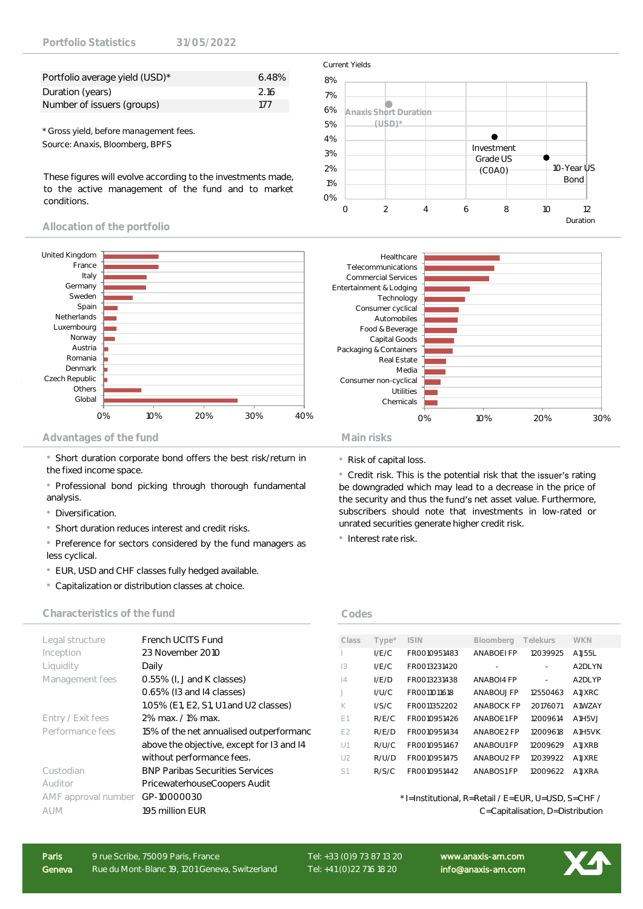## Portfolio Statistics 31/05/2022

| | |
|---|---|
| Portfolio average yield (USD)* | 6.48% |
| Duration (years) | 2.16 |
| Number of issuers (groups) | 177 |

\* Gross yield, before management fees.
Source: Anaxis, Bloomberg, BPFS

These figures will evolve according to the investments made, to the active management of the fund and to market conditions.

Current Yields

8%
7%
6%
5%
4%
3%
2%
1%
0%

0 2 4 6 8 10 12
Duration

Anaxis Short Duration (USD)*
Investment Grade US (C0A0)
10-Year US Bond

## Allocation of the portfolio

United Kingdom
France
Italy
Germany
Sweden
Spain
Netherlands
Luxembourg
Norway
Austria
Romania
Denmark
Czech Republic
Others
Global

0% 10% 20% 30% 40%

Healthcare
Telecommunications
Commercial Services
Entertainment & Lodging
Technology
Consumer cyclical
Automobiles
Food & Beverage
Capital Goods
Packaging & Containers
Real Estate
Media
Consumer non-cyclical
Utilities
Chemicals

0% 10% 20% 30%

## Advantages of the fund

- Short duration corporate bond offers the best risk/return in the fixed income space.
- Professional bond picking through thorough fundamental analysis.
- Diversification.
- Short duration reduces interest and credit risks.
- Preference for sectors considered by the fund managers as less cyclical.
- EUR, USD and CHF classes fully hedged available.
- Capitalization or distribution classes at choice.

## Main risks

- Risk of capital loss.
- Credit risk. This is the potential risk that the issuer's rating be downgraded which may lead to a decrease in the price of the security and thus the fund's net asset value. Furthermore, subscribers should note that investments in low-rated or unrated securities generate higher credit risk.
- Interest rate risk.

## Characteristics of the fund

| | |
|---|---|
| Legal structure | French UCITS Fund |
| Inception | 23 November 2010 |
| Liquidity | Daily |
| Management fees | 0.55% (I, J and K classes) |
| | 0.65% (I3 and I4 classes) |
| | 1.05% (E1, E2, S1, U1 and U2 classes) |
| Entry / Exit fees | 2% max. / 1% max. |
| Performance fees | 15% of the net annualised outperformanc above the objective, except for I3 and I4 without performance fees. |
| Custodian | BNP Paribas Securities Services |
| Auditor | PricewaterhouseCoopers Audit |
| AMF approval number | GP-10000030 |
| AUM | 195 million EUR |

## Codes

| Class | Type* | ISIN | Bloomberg | Telekurs | WKN |
|---|---|---|---|---|---|
| I | I/E/C | FR0010951483 | ANABOEI FP | 12039925 | A1J55L |
| I3 | I/E/C | FR0013231420 | - | - | A2DLYN |
| I4 | I/E/D | FR0013231438 | ANABOI4 FP | - | A2DLYP |
| J | I/U/C | FR0011011618 | ANABOUJ FP | 12550463 | A1JXRC |
| K | I/S/C | FR0011352202 | ANABOCK FP | 20176071 | A1WZAY |
| E1 | R/E/C | FR0010951426 | ANABOE1 FP | 12009614 | A1H5VJ |
| E2 | R/E/D | FR0010951434 | ANABOE2 FP | 12009618 | A1H5VK |
| U1 | R/U/C | FR0010951467 | ANABOU1 FP | 12009629 | A1JXRB |
| U2 | R/U/D | FR0010951475 | ANABOU2 FP | 12039922 | A1JXRE |
| S1 | R/S/C | FR0010951442 | ANABOS1 FP | 12009622 | A1JXRA |

\* I=Institutional, R=Retail / E=EUR, U=USD, S=CHF / C=Capitalisation, D=Distribution

**Paris** 9 rue Scribe, 75009 Paris, France Tel: +33 (0)9 73 87 13 20 **www.anaxis-am.com**
**Geneva** Rue du Mont-Blanc 19, 1201 Geneva, Switzerland Tel: +41 (0)22 716 18 20 **info@anaxis-am.com**